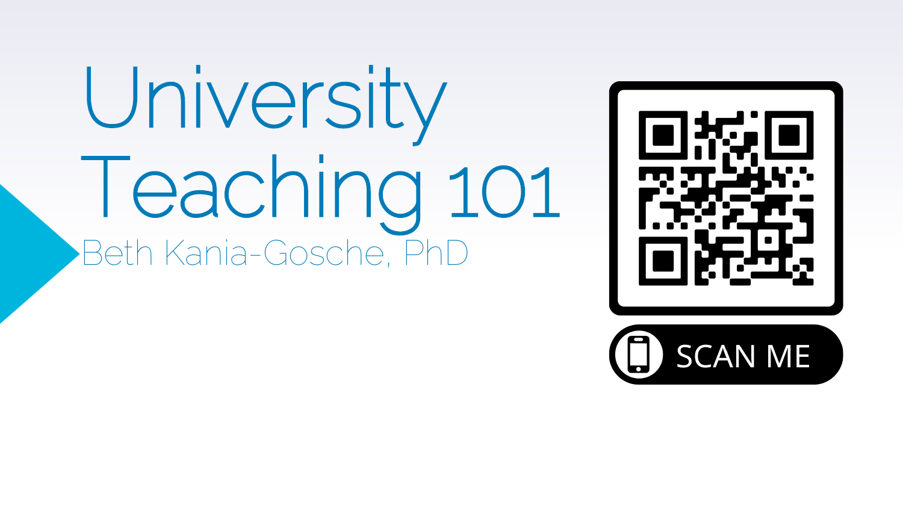# University Teaching 101

Beth Kania-Gosche, PhD

SCAN ME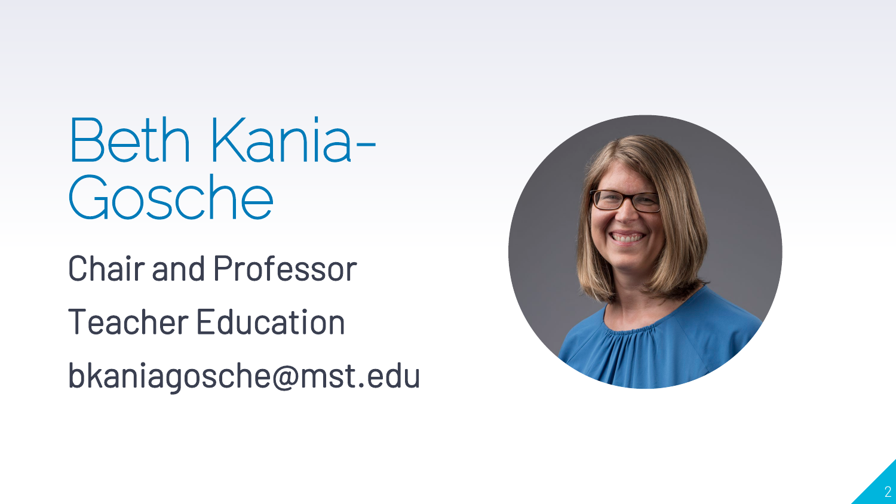# Beth Kania-Gosche

Chair and Professor

Teacher Education

bkaniagosche@mst.edu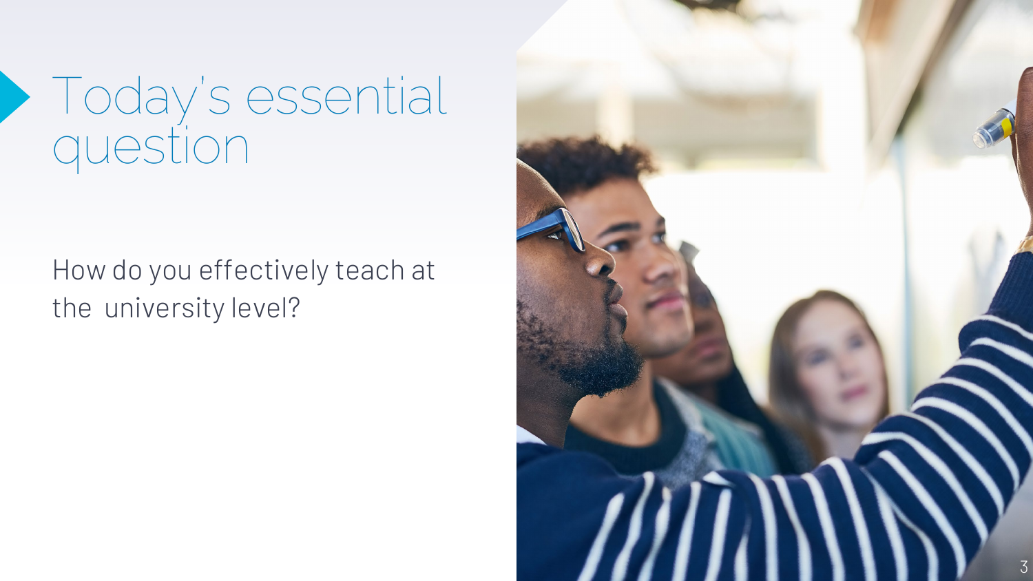# Today's essential question

How do you effectively teach at the university level?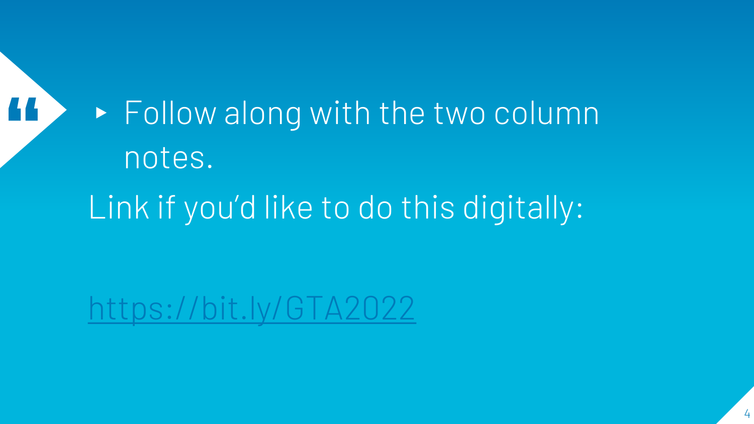- Follow along with the two column notes.

Link if you'd like to do this digitally:

[https://bit.ly/GTA2022](https://bit.ly/GTA2022)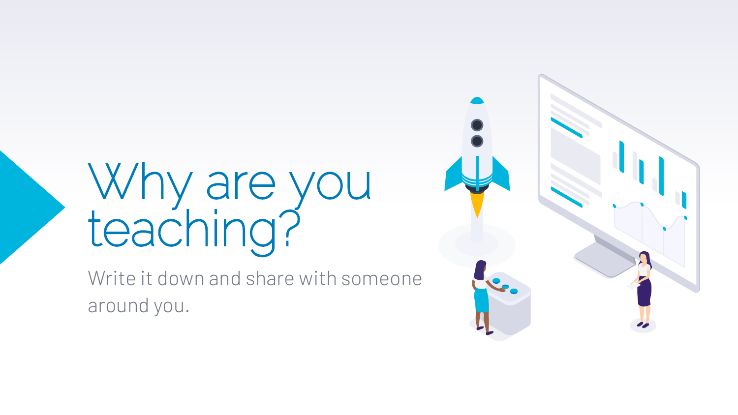# Why are you teaching?

Write it down and share with someone around you.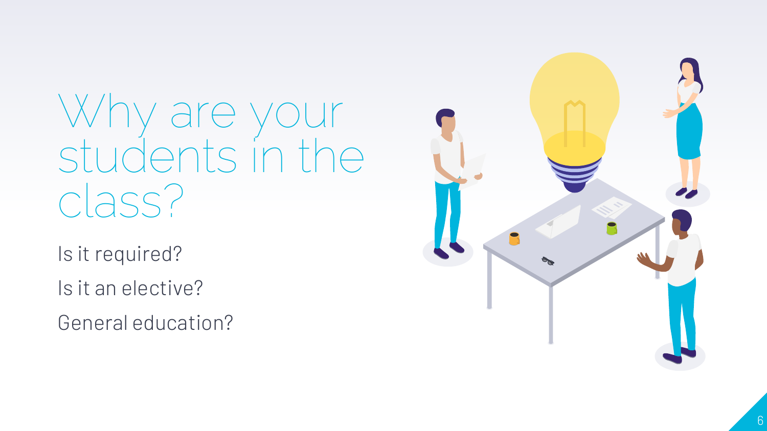# Why are your students in the class?

Is it required?

Is it an elective?

General education?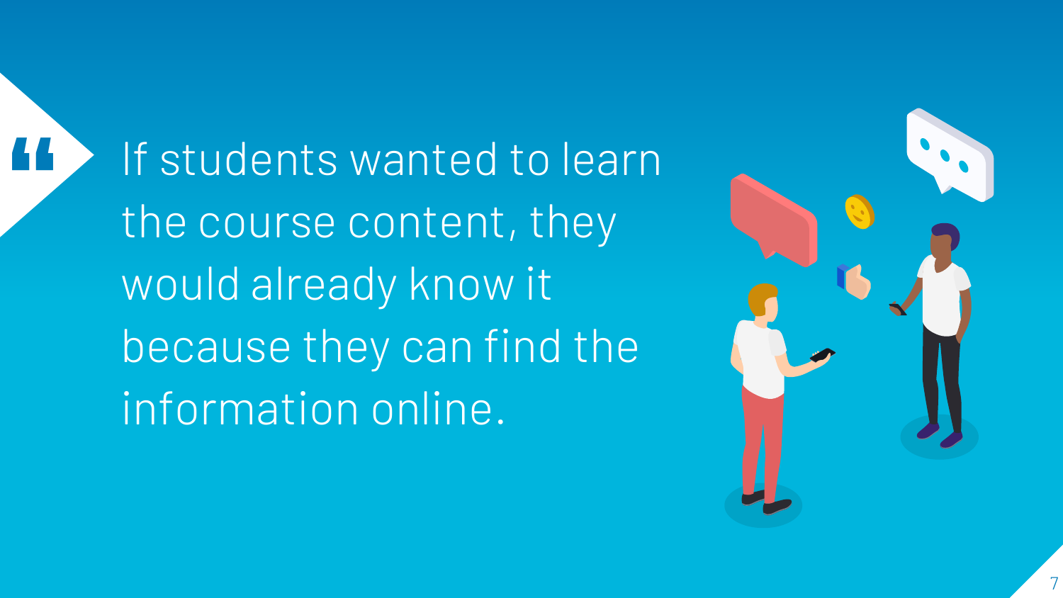> If students wanted to learn the course content, they would already know it because they can find the information online.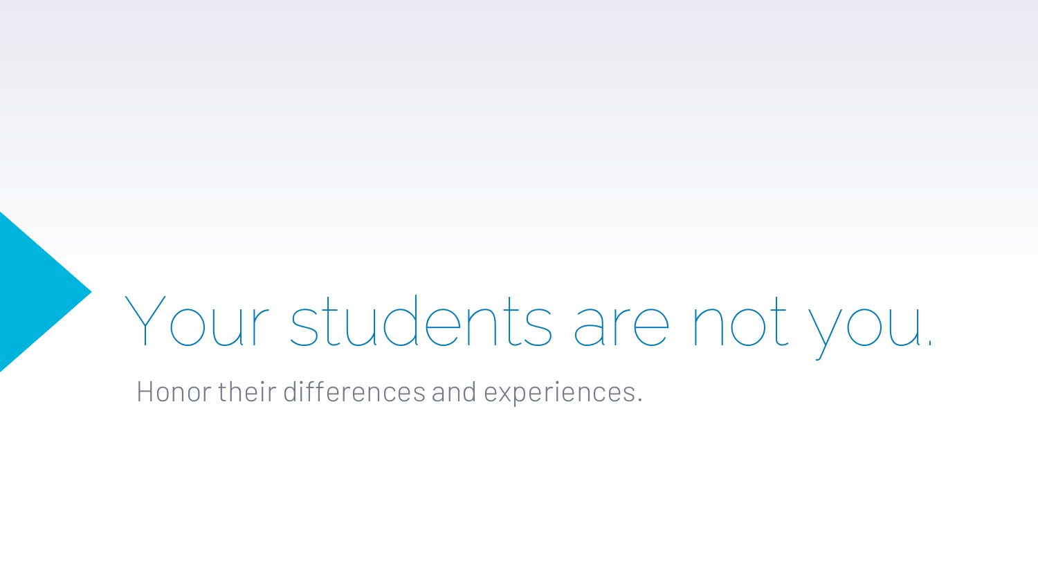# Your students are not you.

Honor their differences and experiences.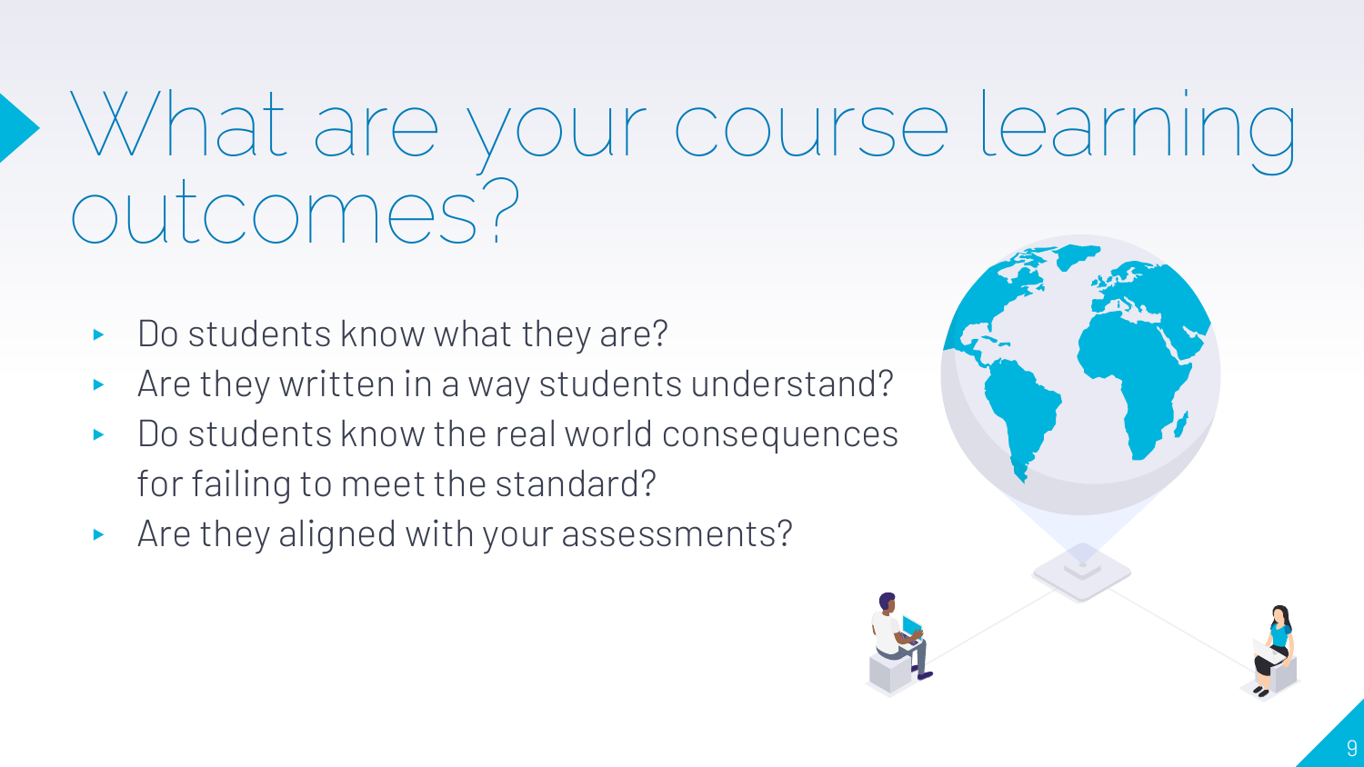# What are your course learning outcomes?

- Do students know what they are?
- Are they written in a way students understand?
- Do students know the real world consequences for failing to meet the standard?
- Are they aligned with your assessments?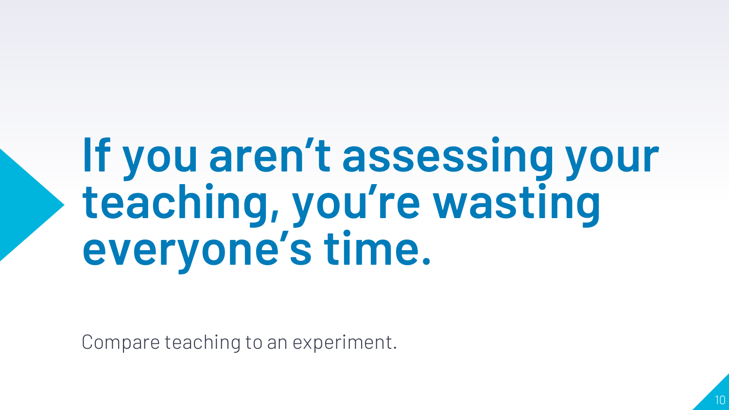# If you aren’t assessing your teaching, you’re wasting everyone’s time.

Compare teaching to an experiment.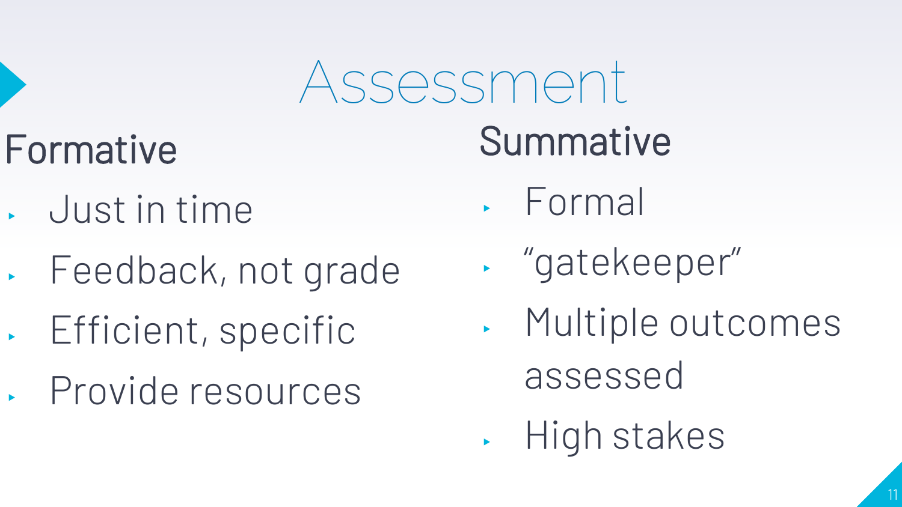# Assessment

## Formative

- Just in time
- Feedback, not grade
- Efficient, specific
- Provide resources

## Summative

- Formal
- “gatekeeper”
- Multiple outcomes assessed
- High stakes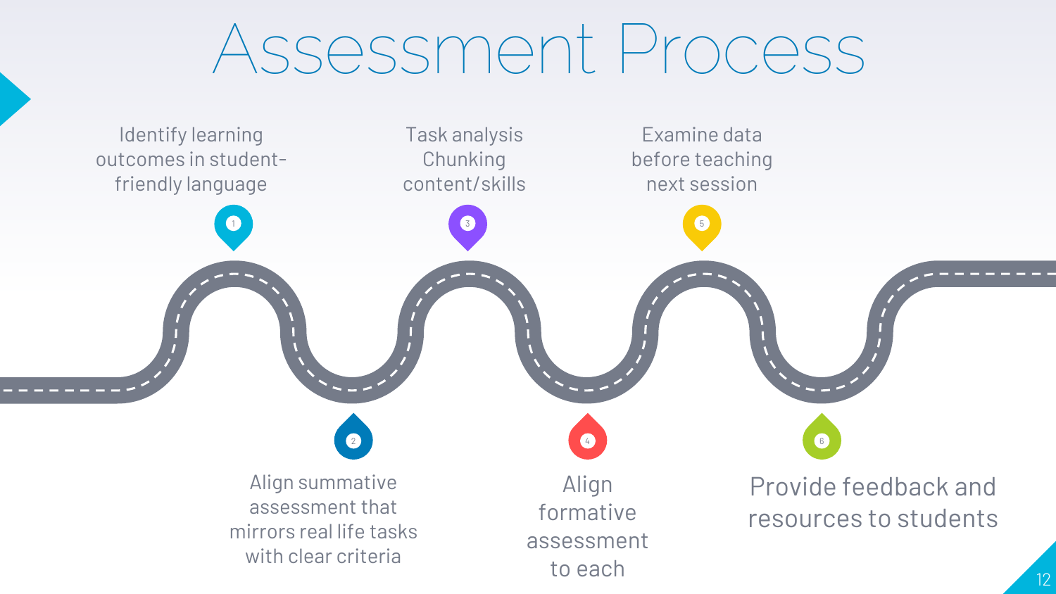# Assessment Process

1. Identify learning outcomes in student-friendly language
2. Align summative assessment that mirrors real life tasks with clear criteria
3. Task analysis Chunking content/skills
4. Align formative assessment to each
5. Examine data before teaching next session
6. Provide feedback and resources to students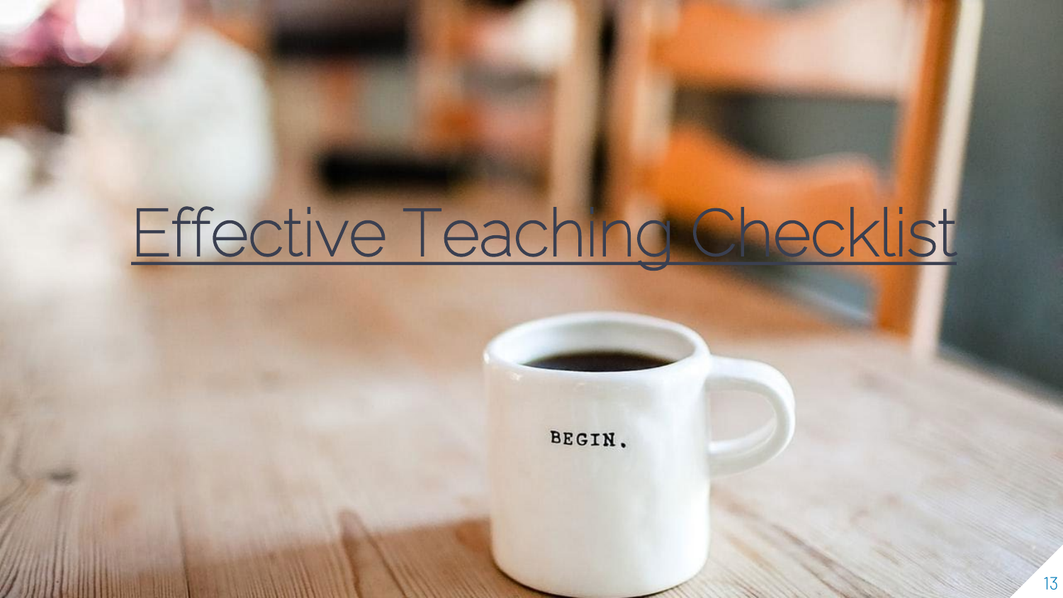# Effective Teaching Checklist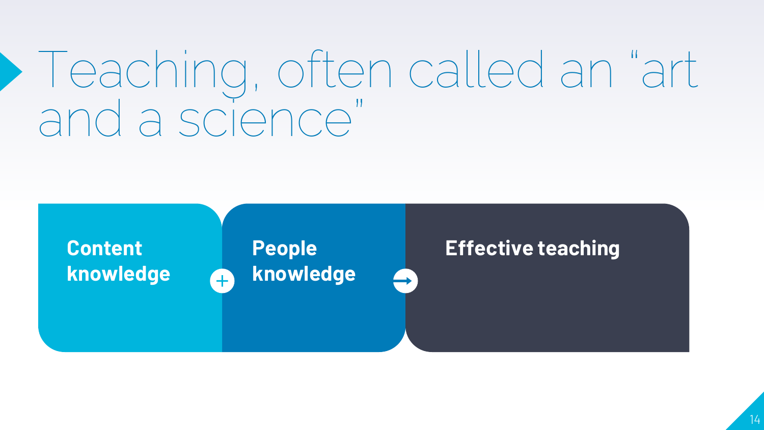# Teaching, often called an "art and a science"

**Content knowledge** + **People knowledge** → **Effective teaching**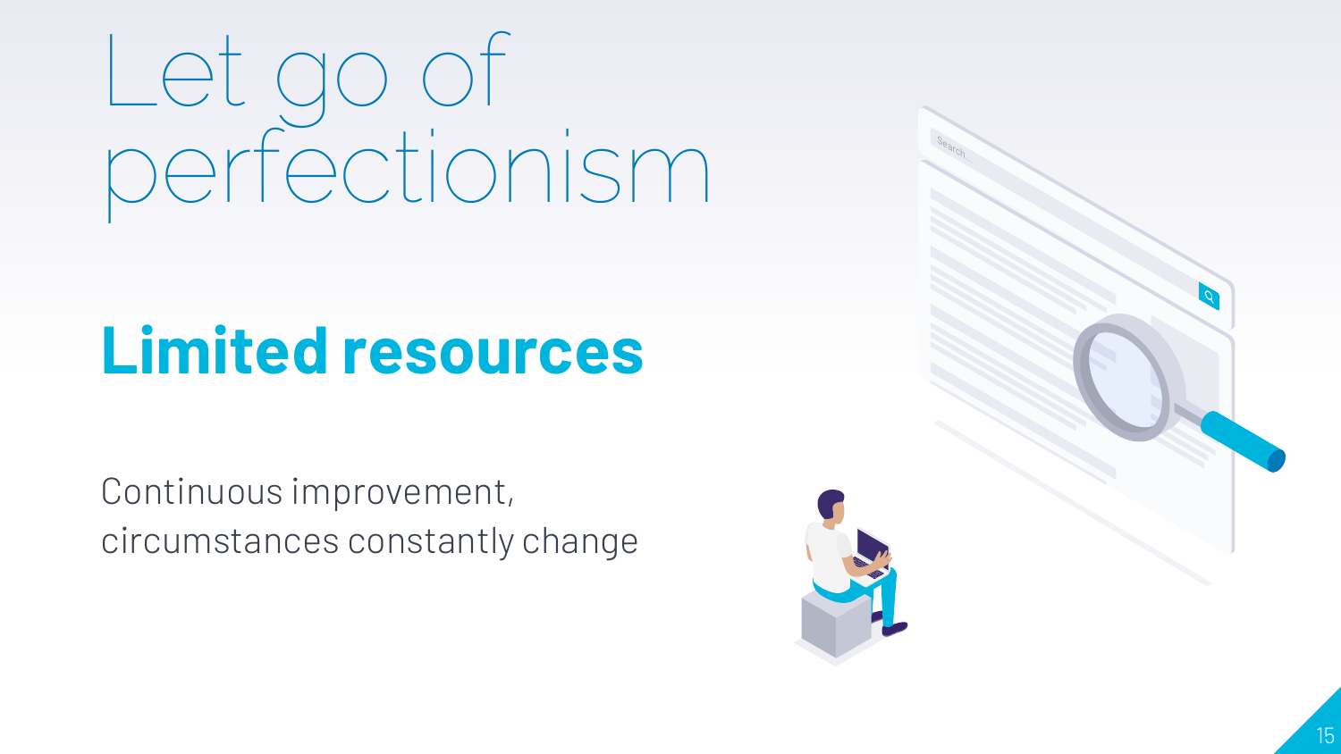# Let go of perfectionism

## Limited resources

Continuous improvement,
circumstances constantly change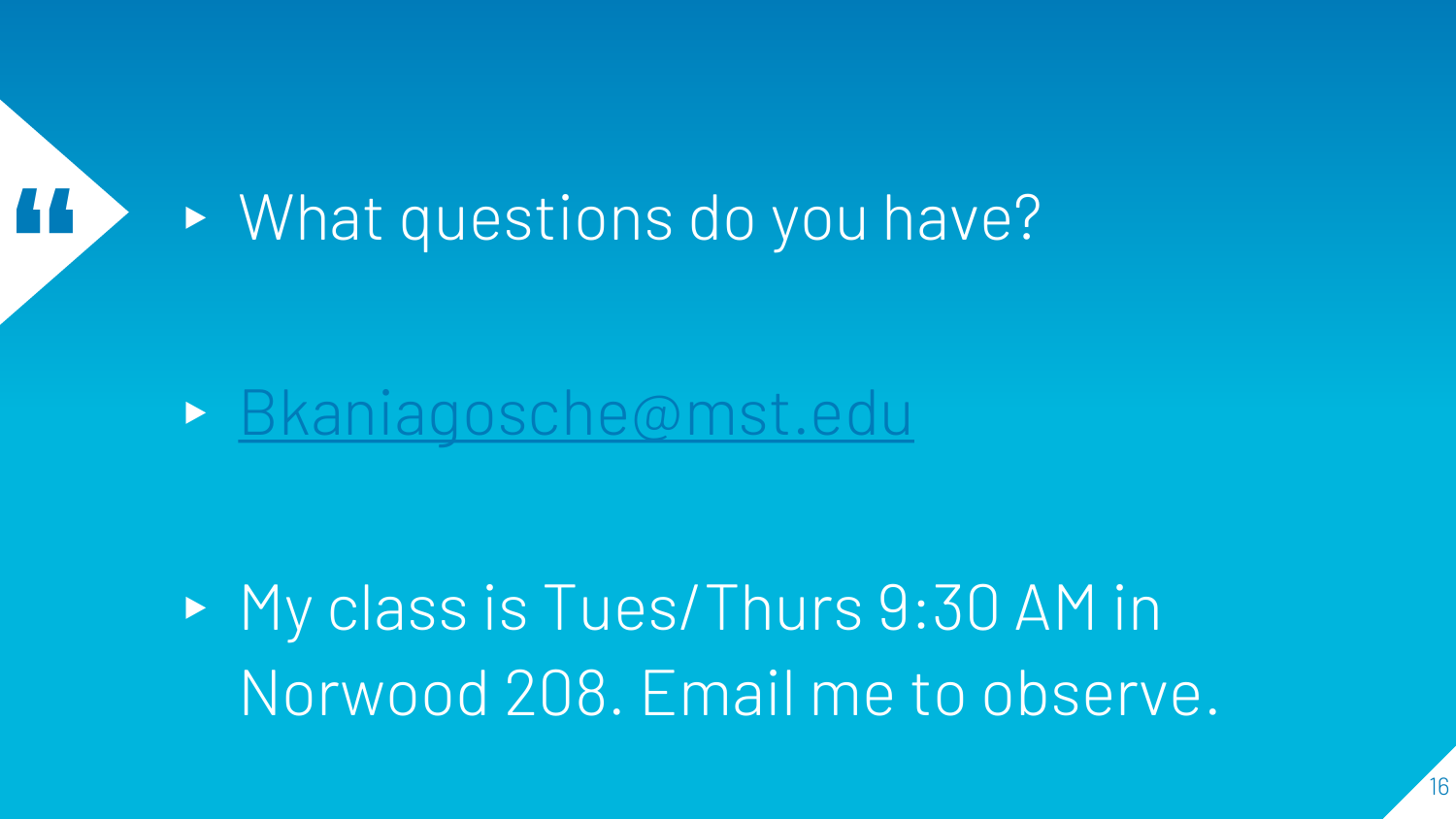- What questions do you have?

- Bkaniagosche@mst.edu

- My class is Tues/Thurs 9:30 AM in Norwood 208. Email me to observe.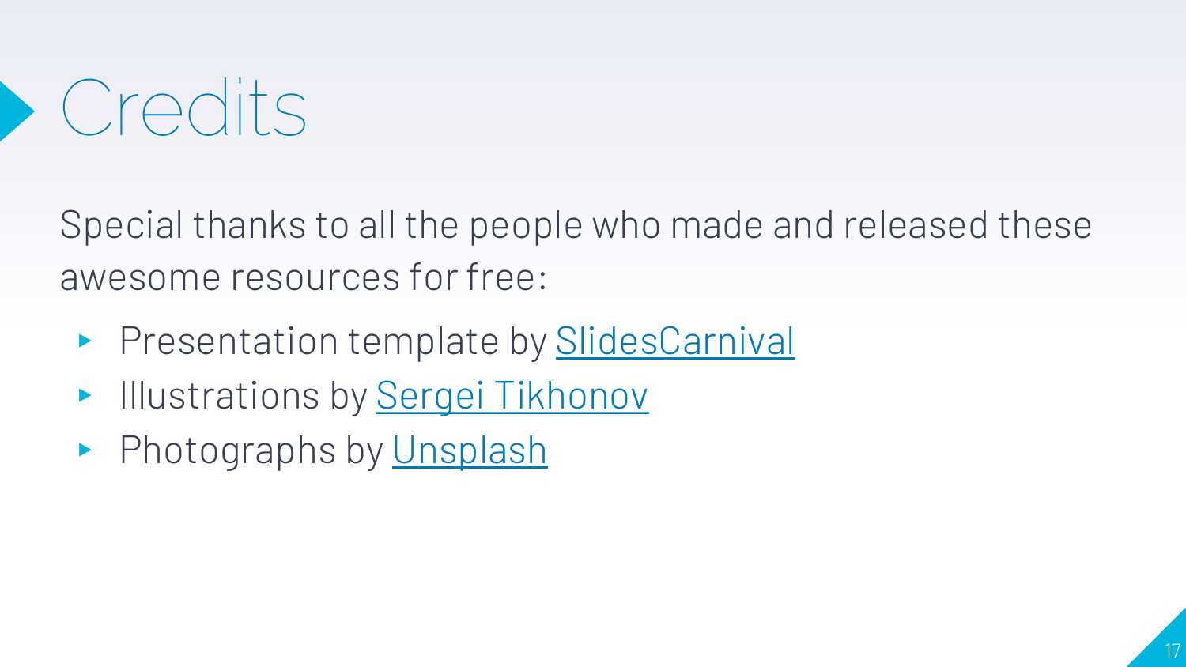# Credits

Special thanks to all the people who made and released these awesome resources for free:

- Presentation template by SlidesCarnival
- Illustrations by Sergei Tikhonov
- Photographs by Unsplash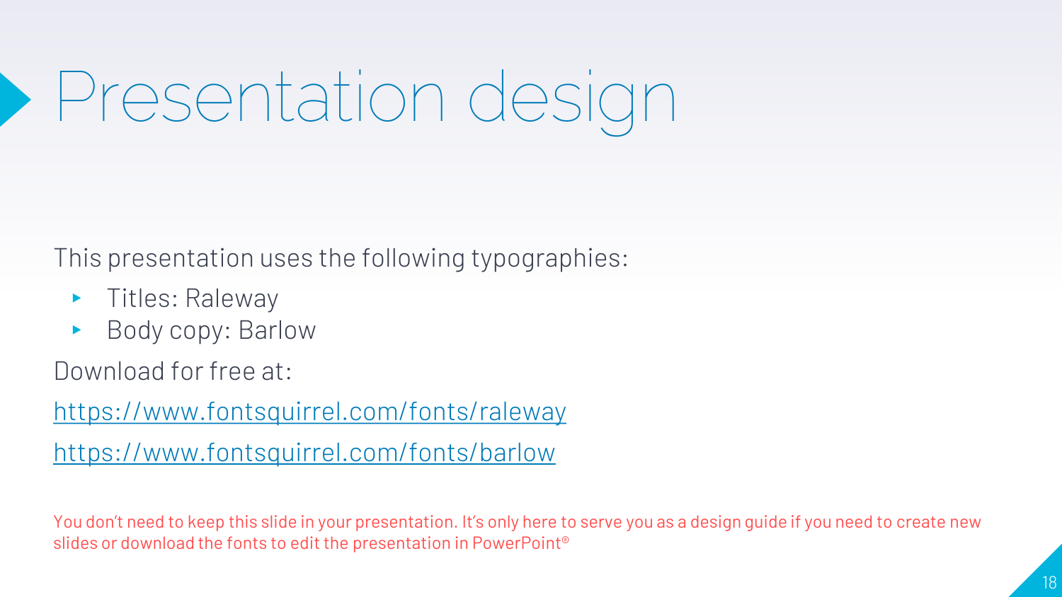# Presentation design

This presentation uses the following typographies:

- Titles: Raleway
- Body copy: Barlow

Download for free at:

https://www.fontsquirrel.com/fonts/raleway

https://www.fontsquirrel.com/fonts/barlow

You don't need to keep this slide in your presentation. It's only here to serve you as a design guide if you need to create new slides or download the fonts to edit the presentation in PowerPoint®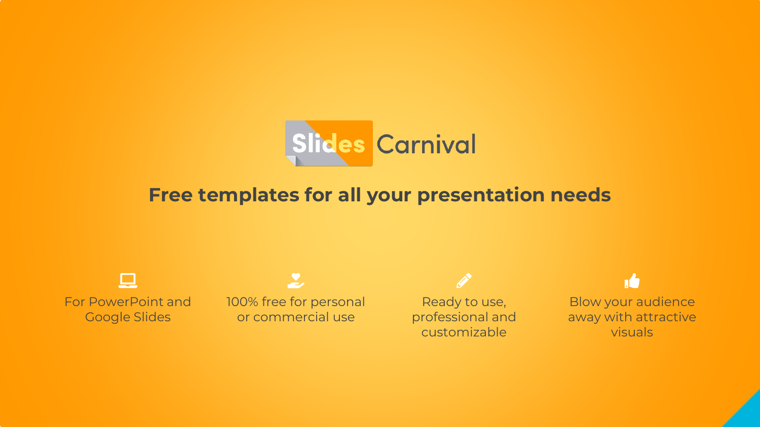SlidesCarnival

## Free templates for all your presentation needs

For PowerPoint and Google Slides

100% free for personal or commercial use

Ready to use, professional and customizable

Blow your audience away with attractive visuals